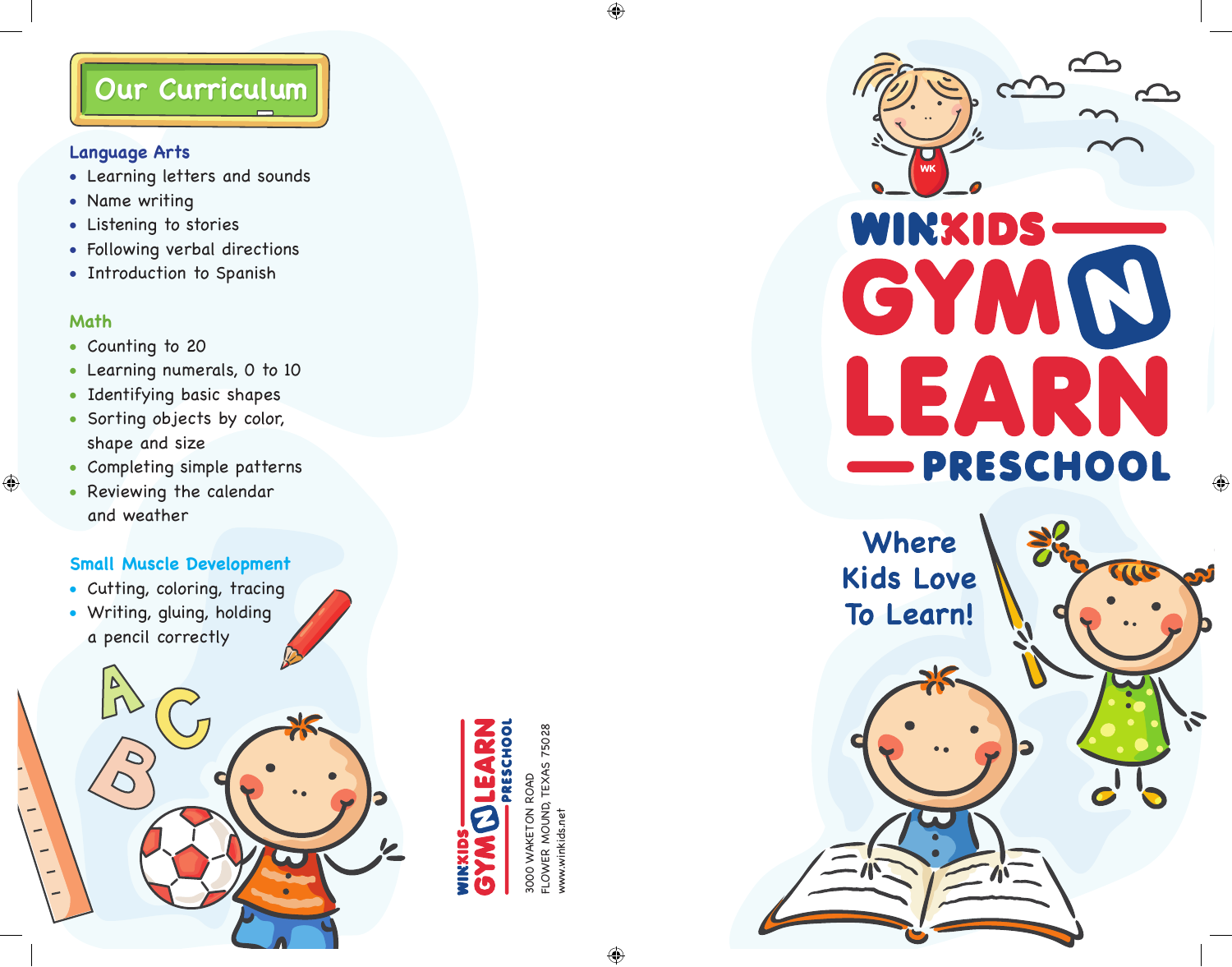## Our Curriculum

### Language Arts

- Learning letters and sounds
- Name writing
- Listening to stories
- Following verbal directions
- Introduction to Spanish

### Math

- Counting to 20
- Learning numerals, 0 to 10
- Identifying basic shapes
- Sorting objects by color, shape and size
- Completing simple patterns
- Reviewing the calendar and weather

### Small Muscle Development

- Cutting, coloring, tracing
- Writing, gluing, holding a pencil correctly

WINKIDS GYM N LEARN PRESCHOOL

3000 WAKETON ROAD
FLOWER MOUND, TEXAS 75028
www.winkids.net

# WINKIDS GYM N LEARN PRESCHOOL

Where Kids Love To Learn!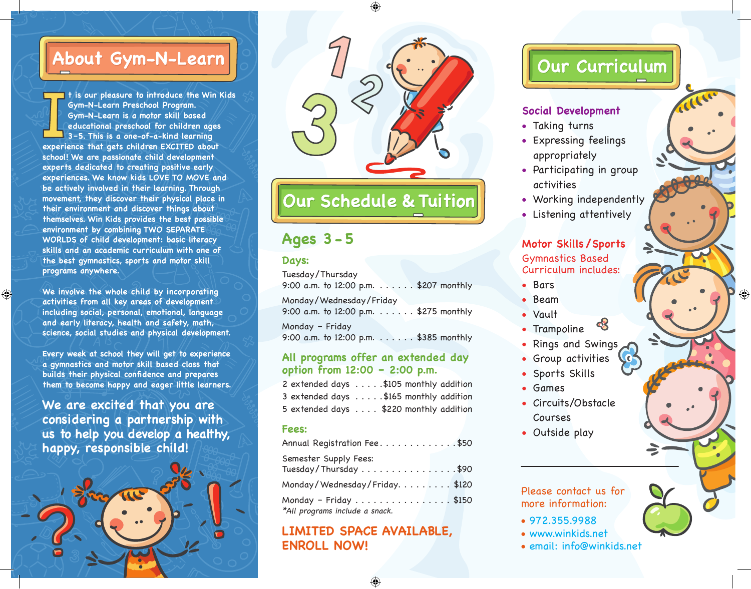# About Gym-N-Learn

It is our pleasure to introduce the Win Kids Gym-N-Learn Preschool Program. Gym-N-Learn is a motor skill based educational preschool for children ages 3-5. This is a one-of-a-kind learning experience that gets children EXCITED about school! We are passionate child development experts dedicated to creating positive early experiences. We know kids LOVE TO MOVE and be actively involved in their learning. Through movement, they discover their physical place in their environment and discover things about themselves. Win Kids provides the best possible environment by combining TWO SEPARATE WORLDS of child development: basic literacy skills and an academic curriculum with one of the best gymnastics, sports and motor skill programs anywhere.

We involve the whole child by incorporating activities from all key areas of development including social, personal, emotional, language and early literacy, health and safety, math, science, social studies and physical development.

Every week at school they will get to experience a gymnastics and motor skill based class that builds their physical confidence and prepares them to become happy and eager little learners.

**We are excited that you are considering a partnership with us to help you develop a healthy, happy, responsible child!**

# Our Schedule & Tuition

## Ages 3 - 5

### Days:

Tuesday/Thursday
9:00 a.m. to 12:00 p.m. . . . . . . $207 monthly

Monday/Wednesday/Friday
9:00 a.m. to 12:00 p.m. . . . . . . $275 monthly

Monday - Friday
9:00 a.m. to 12:00 p.m. . . . . . . $385 monthly

### All programs offer an extended day option from 12:00 - 2:00 p.m.

2 extended days . . . . . $105 monthly addition
3 extended days . . . . . $165 monthly addition
5 extended days . . . . $220 monthly addition

### Fees:

Annual Registration Fee . . . . . . . . . . . . $50

Semester Supply Fees:
Tuesday/Thursday . . . . . . . . . . . . . . . . $90

Monday/Wednesday/Friday. . . . . . . . . $120

Monday - Friday . . . . . . . . . . . . . . . . $150

*All programs include a snack.*

**LIMITED SPACE AVAILABLE, ENROLL NOW!**

# Our Curriculum

### Social Development

- Taking turns
- Expressing feelings appropriately
- Participating in group activities
- Working independently
- Listening attentively

### Motor Skills/Sports

Gymnastics Based Curriculum includes:

- Bars
- Beam
- Vault
- Trampoline
- Rings and Swings
- Group activities
- Sports Skills
- Games
- Circuits/Obstacle Courses
- Outside play

Please contact us for more information:

- 972.355.9988
- www.winkids.net
- email: info@winkids.net